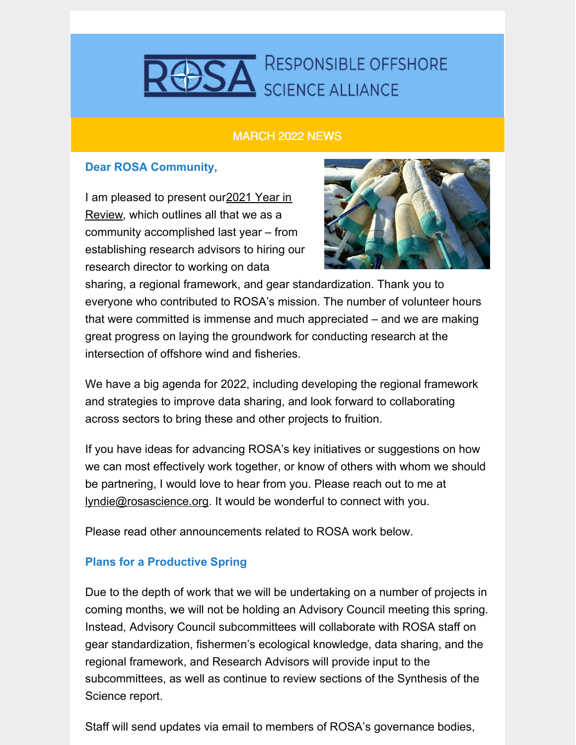# RESPONSIBLE OFFSHORE SCIENCE ALLIANCE

## MARCH 2022 NEWS

**Dear ROSA Community,**

I am pleased to present our 2021 Year in Review, which outlines all that we as a community accomplished last year – from establishing research advisors to hiring our research director to working on data sharing, a regional framework, and gear standardization. Thank you to everyone who contributed to ROSA's mission. The number of volunteer hours that were committed is immense and much appreciated – and we are making great progress on laying the groundwork for conducting research at the intersection of offshore wind and fisheries.

We have a big agenda for 2022, including developing the regional framework and strategies to improve data sharing, and look forward to collaborating across sectors to bring these and other projects to fruition.

If you have ideas for advancing ROSA's key initiatives or suggestions on how we can most effectively work together, or know of others with whom we should be partnering, I would love to hear from you. Please reach out to me at lyndie@rosascience.org. It would be wonderful to connect with you.

Please read other announcements related to ROSA work below.

### Plans for a Productive Spring

Due to the depth of work that we will be undertaking on a number of projects in coming months, we will not be holding an Advisory Council meeting this spring. Instead, Advisory Council subcommittees will collaborate with ROSA staff on gear standardization, fishermen's ecological knowledge, data sharing, and the regional framework, and Research Advisors will provide input to the subcommittees, as well as continue to review sections of the Synthesis of the Science report.

Staff will send updates via email to members of ROSA's governance bodies,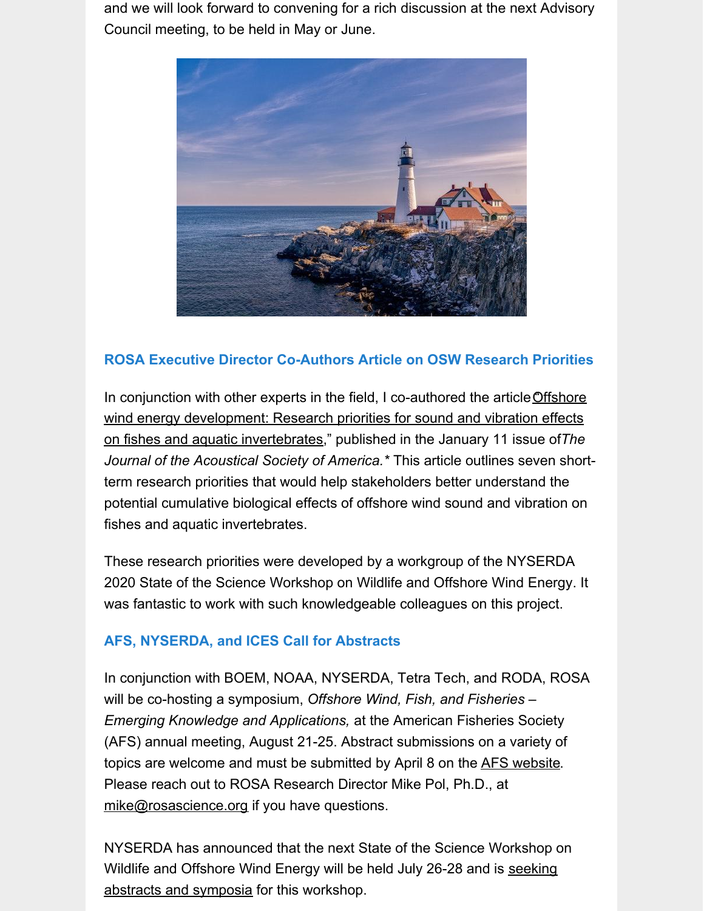and we will look forward to convening for a rich discussion at the next Advisory Council meeting, to be held in May or June.

### ROSA Executive Director Co-Authors Article on OSW Research Priorities

In conjunction with other experts in the field, I co-authored the article "Offshore wind energy development: Research priorities for sound and vibration effects on fishes and aquatic invertebrates," published in the January 11 issue of *The Journal of the Acoustical Society of America.** This article outlines seven short-term research priorities that would help stakeholders better understand the potential cumulative biological effects of offshore wind sound and vibration on fishes and aquatic invertebrates.

These research priorities were developed by a workgroup of the NYSERDA 2020 State of the Science Workshop on Wildlife and Offshore Wind Energy. It was fantastic to work with such knowledgeable colleagues on this project.

### AFS, NYSERDA, and ICES Call for Abstracts

In conjunction with BOEM, NOAA, NYSERDA, Tetra Tech, and RODA, ROSA will be co-hosting a symposium, *Offshore Wind, Fish, and Fisheries – Emerging Knowledge and Applications,* at the American Fisheries Society (AFS) annual meeting, August 21-25. Abstract submissions on a variety of topics are welcome and must be submitted by April 8 on the AFS website. Please reach out to ROSA Research Director Mike Pol, Ph.D., at mike@rosascience.org if you have questions.

NYSERDA has announced that the next State of the Science Workshop on Wildlife and Offshore Wind Energy will be held July 26-28 and is seeking abstracts and symposia for this workshop.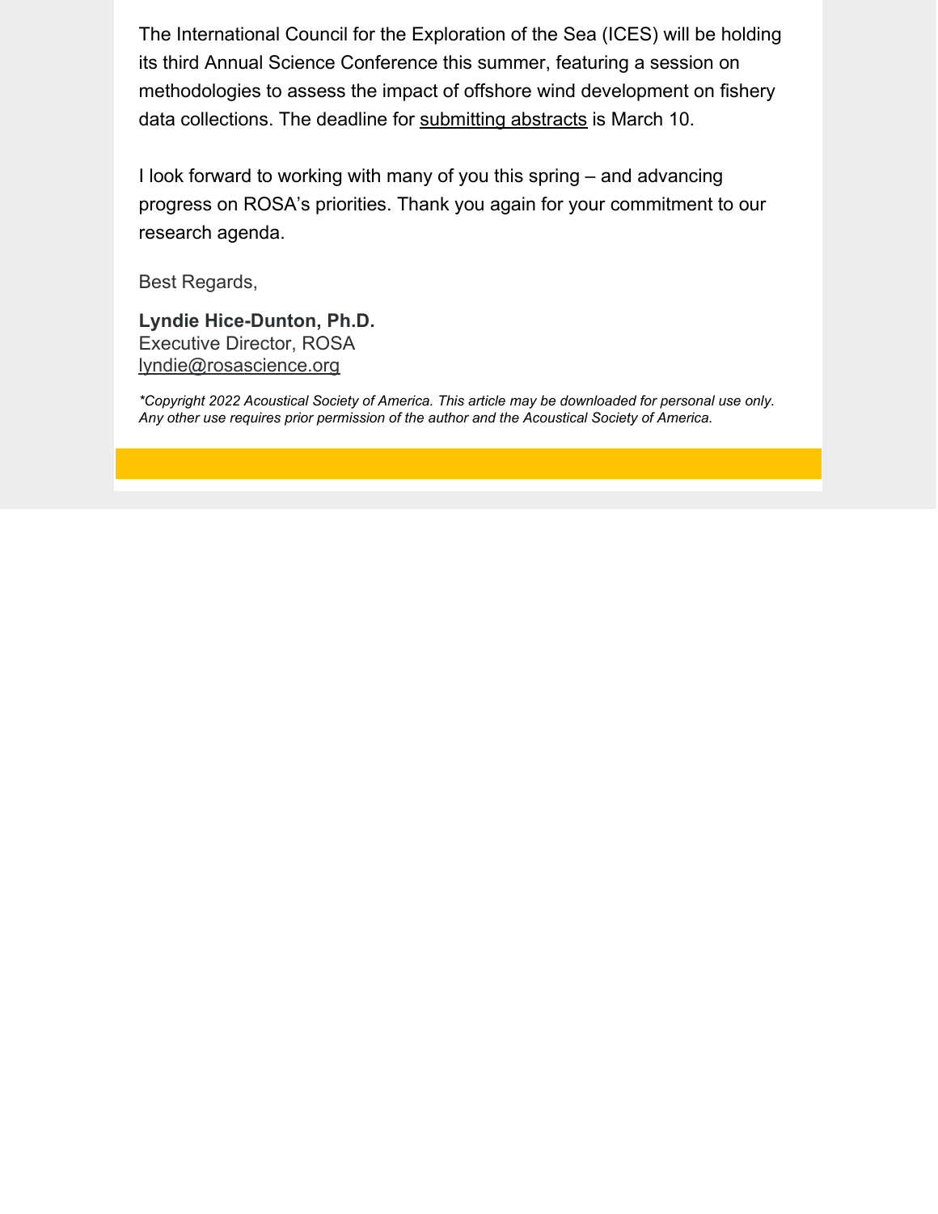The International Council for the Exploration of the Sea (ICES) will be holding its third Annual Science Conference this summer, featuring a session on methodologies to assess the impact of offshore wind development on fishery data collections. The deadline for submitting abstracts is March 10.

I look forward to working with many of you this spring – and advancing progress on ROSA's priorities. Thank you again for your commitment to our research agenda.

Best Regards,

**Lyndie Hice-Dunton, Ph.D.**
Executive Director, ROSA
lyndie@rosascience.org

*\*Copyright 2022 Acoustical Society of America. This article may be downloaded for personal use only. Any other use requires prior permission of the author and the Acoustical Society of America.*